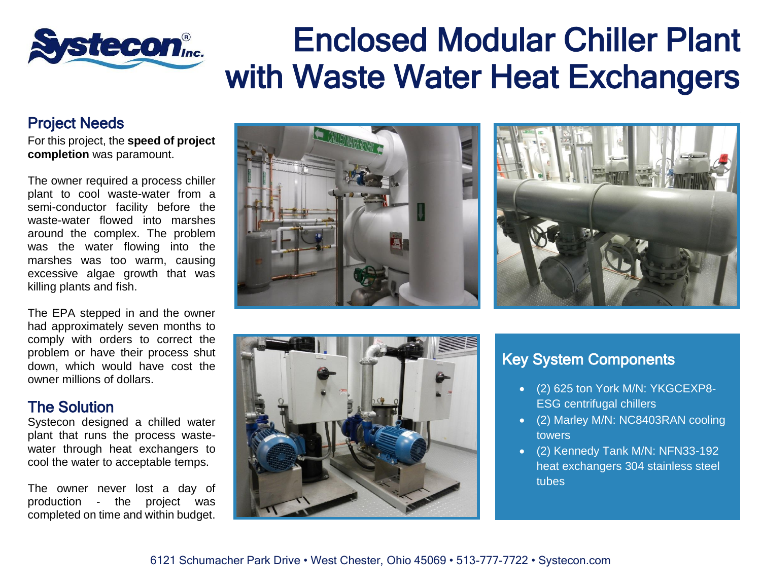# Enclosed Modular Chiller Plant with Waste Water Heat Exchangers

## Project Needs

For this project, the **speed of project completion** was paramount.

The owner required a process chiller plant to cool waste-water from a semi-conductor facility before the waste-water flowed into marshes around the complex. The problem was the water flowing into the marshes was too warm, causing excessive algae growth that was killing plants and fish.

The EPA stepped in and the owner had approximately seven months to comply with orders to correct the problem or have their process shut down, which would have cost the owner millions of dollars.

## The Solution

Systecon designed a chilled water plant that runs the process waste-water through heat exchangers to cool the water to acceptable temps.

The owner never lost a day of production - the project was completed on time and within budget.

## Key System Components

- (2) 625 ton York M/N: YKGCEXP8-ESG centrifugal chillers
- (2) Marley M/N: NC8403RAN cooling towers
- (2) Kennedy Tank M/N: NFN33-192 heat exchangers 304 stainless steel tubes

6121 Schumacher Park Drive • West Chester, Ohio 45069 • 513-777-7722 • Systecon.com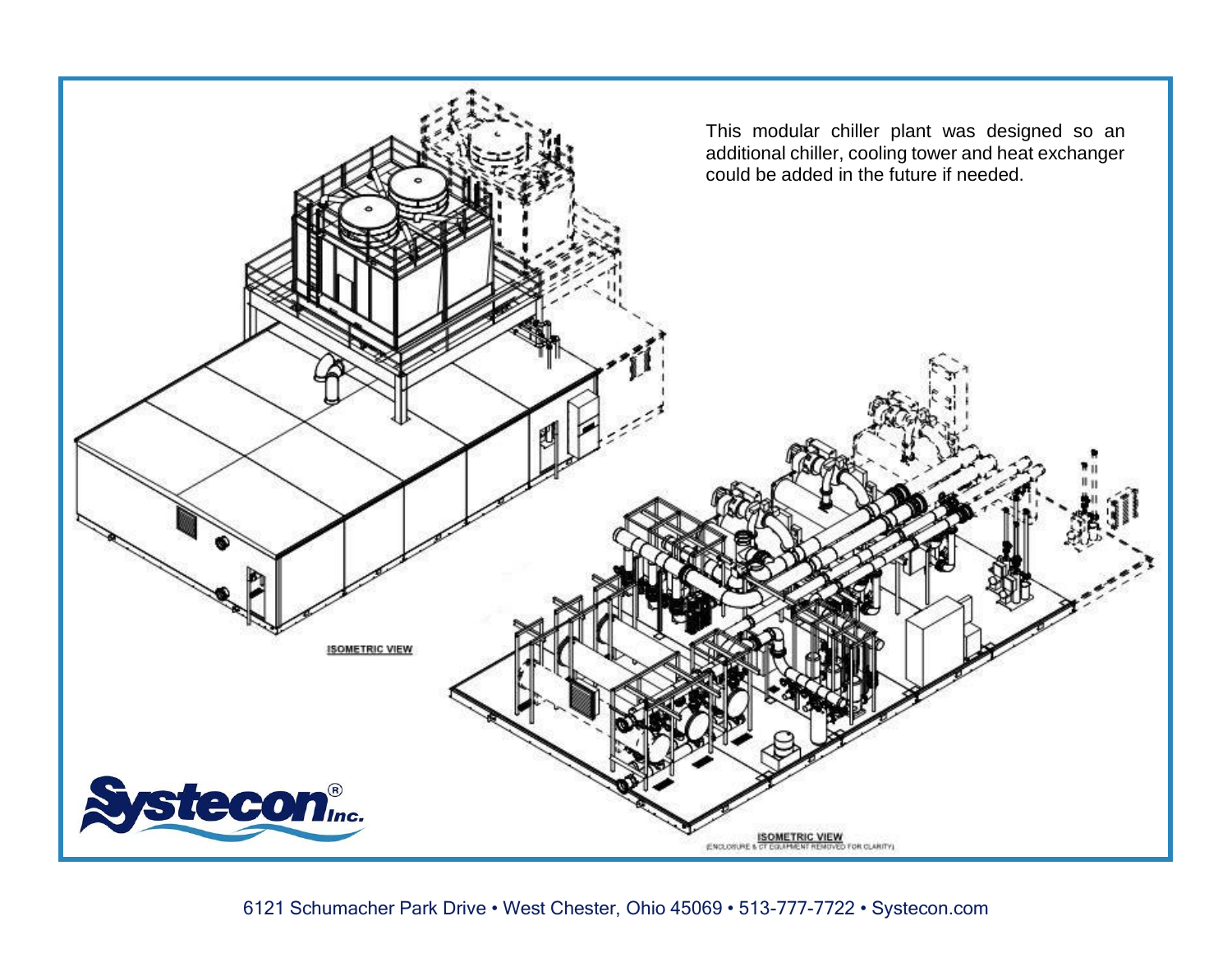This modular chiller plant was designed so an additional chiller, cooling tower and heat exchanger could be added in the future if needed.

ISOMETRIC VIEW

ISOMETRIC VIEW
(ENCLOSURE & CT EQUIPMENT REMOVED FOR CLARITY)

Systecon® Inc.

6121 Schumacher Park Drive • West Chester, Ohio 45069 • 513-777-7722 • Systecon.com